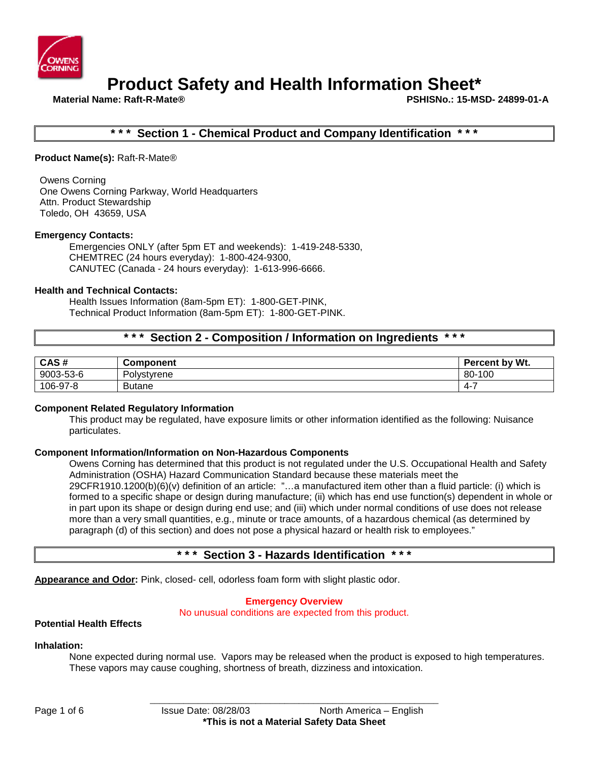# Product Safety and Health Information Sheet*

**Material Name: Raft-R-Mate®** **PSHISNo.: 15-MSD- 24899-01-A**

## * * * Section 1 - Chemical Product and Company Identification * * *

**Product Name(s):** Raft-R-Mate®

Owens Corning
One Owens Corning Parkway, World Headquarters
Attn. Product Stewardship
Toledo, OH 43659, USA

**Emergency Contacts:**

Emergencies ONLY (after 5pm ET and weekends): 1-419-248-5330,
CHEMTREC (24 hours everyday): 1-800-424-9300,
CANUTEC (Canada - 24 hours everyday): 1-613-996-6666.

**Health and Technical Contacts:**

Health Issues Information (8am-5pm ET): 1-800-GET-PINK,
Technical Product Information (8am-5pm ET): 1-800-GET-PINK.

## * * * Section 2 - Composition / Information on Ingredients * * *

| CAS # | Component | Percent by Wt. |
|---|---|---|
| 9003-53-6 | Polystyrene | 80-100 |
| 106-97-8 | Butane | 4-7 |

**Component Related Regulatory Information**

This product may be regulated, have exposure limits or other information identified as the following: Nuisance particulates.

**Component Information/Information on Non-Hazardous Components**

Owens Corning has determined that this product is not regulated under the U.S. Occupational Health and Safety Administration (OSHA) Hazard Communication Standard because these materials meet the 29CFR1910.1200(b)(6)(v) definition of an article: "…a manufactured item other than a fluid particle: (i) which is formed to a specific shape or design during manufacture; (ii) which has end use function(s) dependent in whole or in part upon its shape or design during end use; and (iii) which under normal conditions of use does not release more than a very small quantities, e.g., minute or trace amounts, of a hazardous chemical (as determined by paragraph (d) of this section) and does not pose a physical hazard or health risk to employees."

## * * * Section 3 - Hazards Identification * * *

**Appearance and Odor:** Pink, closed- cell, odorless foam form with slight plastic odor.

**Emergency Overview**

No unusual conditions are expected from this product.

**Potential Health Effects**

**Inhalation:**

None expected during normal use. Vapors may be released when the product is exposed to high temperatures. These vapors may cause coughing, shortness of breath, dizziness and intoxication.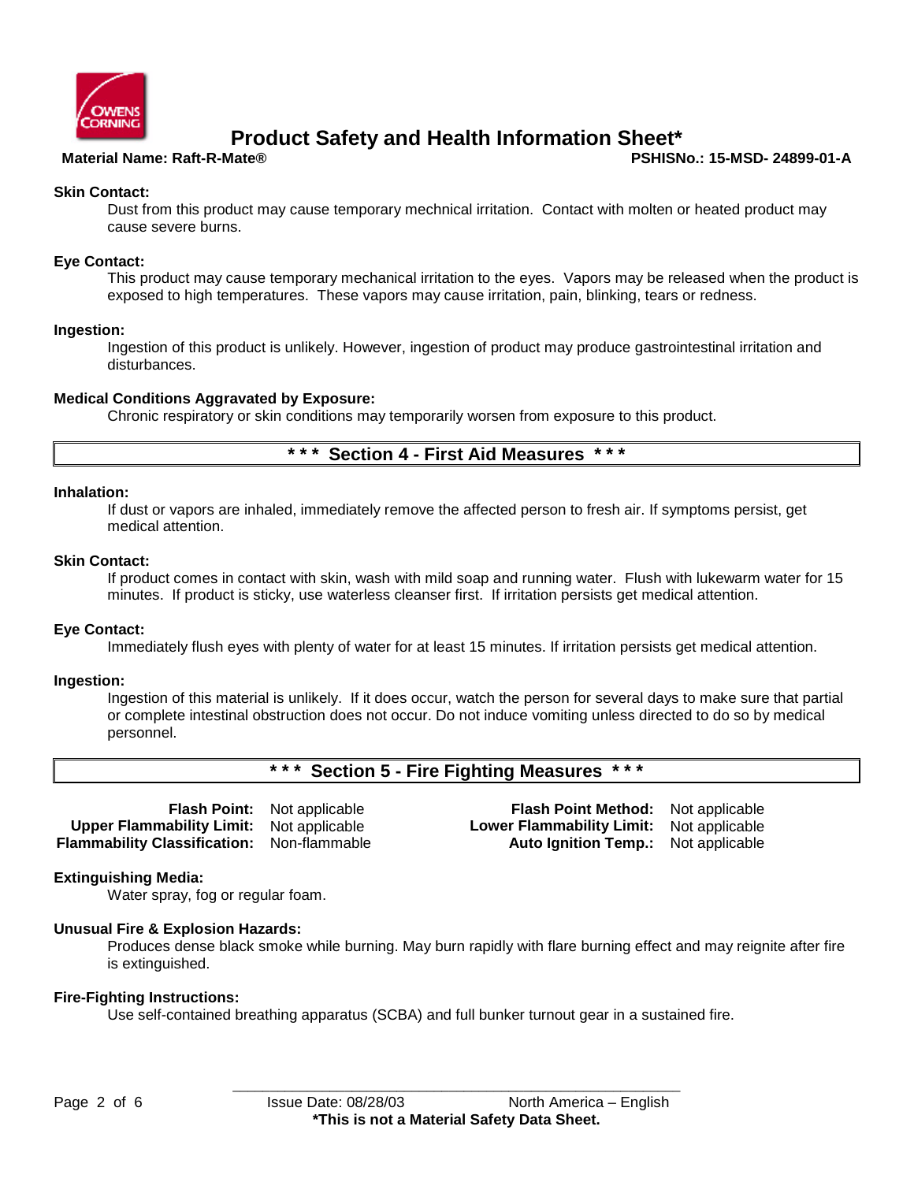**Skin Contact:**

Dust from this product may cause temporary mechnical irritation. Contact with molten or heated product may cause severe burns.

**Eye Contact:**

This product may cause temporary mechanical irritation to the eyes. Vapors may be released when the product is exposed to high temperatures. These vapors may cause irritation, pain, blinking, tears or redness.

**Ingestion:**

Ingestion of this product is unlikely. However, ingestion of product may produce gastrointestinal irritation and disturbances.

**Medical Conditions Aggravated by Exposure:**

Chronic respiratory or skin conditions may temporarily worsen from exposure to this product.

## * * * Section 4 - First Aid Measures * * *

**Inhalation:**

If dust or vapors are inhaled, immediately remove the affected person to fresh air. If symptoms persist, get medical attention.

**Skin Contact:**

If product comes in contact with skin, wash with mild soap and running water. Flush with lukewarm water for 15 minutes. If product is sticky, use waterless cleanser first. If irritation persists get medical attention.

**Eye Contact:**

Immediately flush eyes with plenty of water for at least 15 minutes. If irritation persists get medical attention.

**Ingestion:**

Ingestion of this material is unlikely. If it does occur, watch the person for several days to make sure that partial or complete intestinal obstruction does not occur. Do not induce vomiting unless directed to do so by medical personnel.

## * * * Section 5 - Fire Fighting Measures * * *

| | | | |
|---|---|---|---|
| **Flash Point:** | Not applicable | **Flash Point Method:** | Not applicable |
| **Upper Flammability Limit:** | Not applicable | **Lower Flammability Limit:** | Not applicable |
| **Flammability Classification:** | Non-flammable | **Auto Ignition Temp.:** | Not applicable |

**Extinguishing Media:**

Water spray, fog or regular foam.

**Unusual Fire & Explosion Hazards:**

Produces dense black smoke while burning. May burn rapidly with flare burning effect and may reignite after fire is extinguished.

**Fire-Fighting Instructions:**

Use self-contained breathing apparatus (SCBA) and full bunker turnout gear in a sustained fire.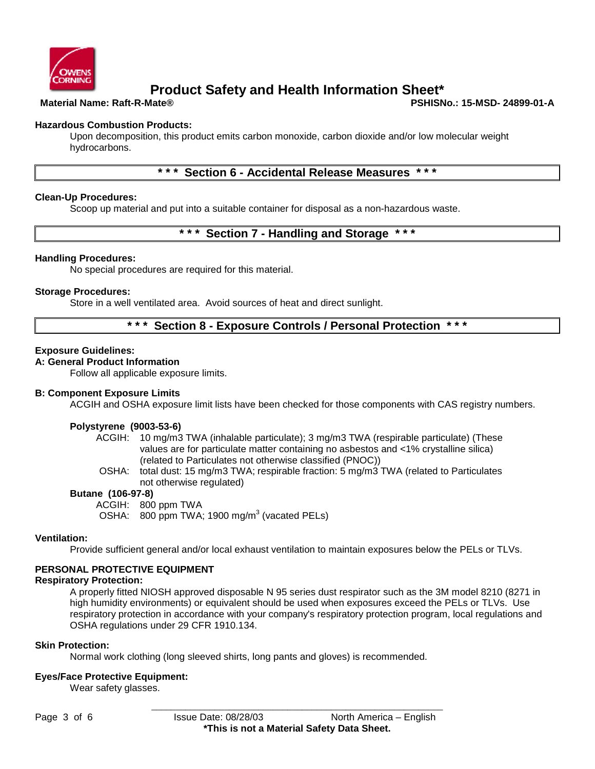**Hazardous Combustion Products:**

Upon decomposition, this product emits carbon monoxide, carbon dioxide and/or low molecular weight hydrocarbons.

## * * * Section 6 - Accidental Release Measures * * *

**Clean-Up Procedures:**

Scoop up material and put into a suitable container for disposal as a non-hazardous waste.

## * * * Section 7 - Handling and Storage * * *

**Handling Procedures:**

No special procedures are required for this material.

**Storage Procedures:**

Store in a well ventilated area. Avoid sources of heat and direct sunlight.

## * * * Section 8 - Exposure Controls / Personal Protection * * *

**Exposure Guidelines:**

**A: General Product Information**

Follow all applicable exposure limits.

**B: Component Exposure Limits**

ACGIH and OSHA exposure limit lists have been checked for those components with CAS registry numbers.

**Polystyrene (9003-53-6)**

ACGIH: 10 mg/m3 TWA (inhalable particulate); 3 mg/m3 TWA (respirable particulate) (These values are for particulate matter containing no asbestos and <1% crystalline silica) (related to Particulates not otherwise classified (PNOC))

OSHA: total dust: 15 mg/m3 TWA; respirable fraction: 5 mg/m3 TWA (related to Particulates not otherwise regulated)

**Butane (106-97-8)**

ACGIH: 800 ppm TWA

OSHA: 800 ppm TWA; 1900 mg/m$^3$ (vacated PELs)

**Ventilation:**

Provide sufficient general and/or local exhaust ventilation to maintain exposures below the PELs or TLVs.

**PERSONAL PROTECTIVE EQUIPMENT**

**Respiratory Protection:**

A properly fitted NIOSH approved disposable N 95 series dust respirator such as the 3M model 8210 (8271 in high humidity environments) or equivalent should be used when exposures exceed the PELs or TLVs. Use respiratory protection in accordance with your company's respiratory protection program, local regulations and OSHA regulations under 29 CFR 1910.134.

**Skin Protection:**

Normal work clothing (long sleeved shirts, long pants and gloves) is recommended.

**Eyes/Face Protective Equipment:**

Wear safety glasses.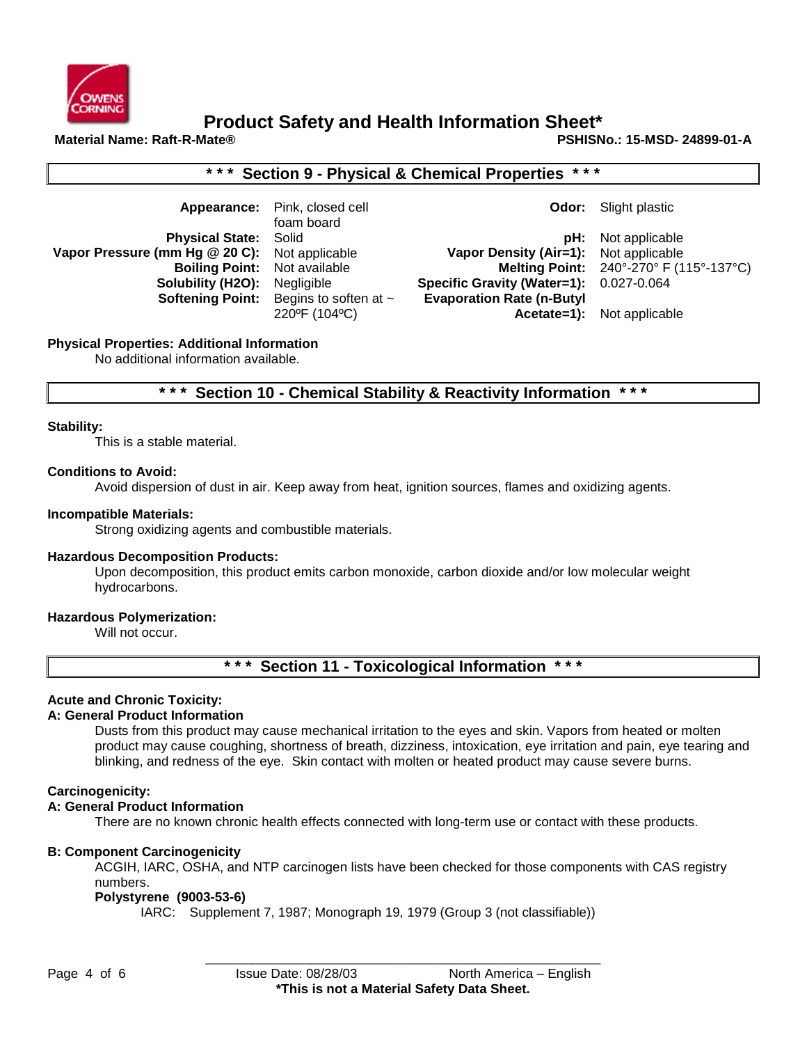# Product Safety and Health Information Sheet*

**Material Name: Raft-R-Mate®** **PSHISNo.: 15-MSD- 24899-01-A**

## * * * Section 9 - Physical & Chemical Properties * * *

| | | | |
|---|---|---|---|
| **Appearance:** | Pink, closed cell foam board | **Odor:** | Slight plastic |
| **Physical State:** | Solid | **pH:** | Not applicable |
| **Vapor Pressure (mm Hg @ 20 C):** | Not applicable | **Vapor Density (Air=1):** | Not applicable |
| **Boiling Point:** | Not available | **Melting Point:** | 240°-270° F (115°-137°C) |
| **Solubility (H2O):** | Negligible | **Specific Gravity (Water=1):** | 0.027-0.064 |
| **Softening Point:** | Begins to soften at ~ 220ºF (104ºC) | **Evaporation Rate (n-Butyl Acetate=1):** | Not applicable |

**Physical Properties: Additional Information**

No additional information available.

## * * * Section 10 - Chemical Stability & Reactivity Information * * *

**Stability:**

This is a stable material.

**Conditions to Avoid:**

Avoid dispersion of dust in air. Keep away from heat, ignition sources, flames and oxidizing agents.

**Incompatible Materials:**

Strong oxidizing agents and combustible materials.

**Hazardous Decomposition Products:**

Upon decomposition, this product emits carbon monoxide, carbon dioxide and/or low molecular weight hydrocarbons.

**Hazardous Polymerization:**

Will not occur.

## * * * Section 11 - Toxicological Information * * *

**Acute and Chronic Toxicity:**

**A: General Product Information**

Dusts from this product may cause mechanical irritation to the eyes and skin. Vapors from heated or molten product may cause coughing, shortness of breath, dizziness, intoxication, eye irritation and pain, eye tearing and blinking, and redness of the eye. Skin contact with molten or heated product may cause severe burns.

**Carcinogenicity:**

**A: General Product Information**

There are no known chronic health effects connected with long-term use or contact with these products.

**B: Component Carcinogenicity**

ACGIH, IARC, OSHA, and NTP carcinogen lists have been checked for those components with CAS registry numbers.

**Polystyrene (9003-53-6)**

IARC: Supplement 7, 1987; Monograph 19, 1979 (Group 3 (not classifiable))

Issue Date: 08/28/03 North America – English

***This is not a Material Safety Data Sheet.**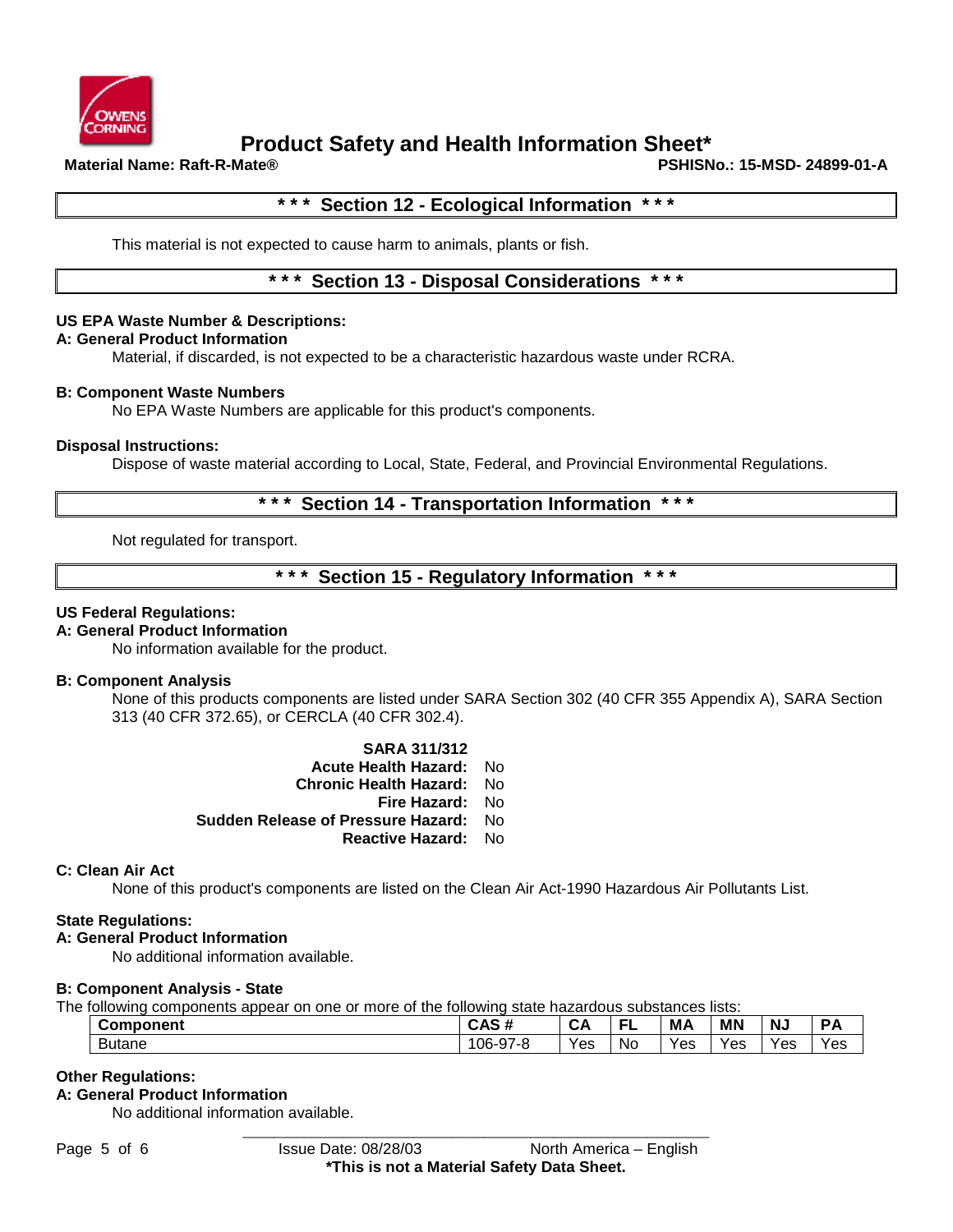## Section 12 - Ecological Information

This material is not expected to cause harm to animals, plants or fish.

## Section 13 - Disposal Considerations

**US EPA Waste Number & Descriptions:**

**A: General Product Information**

Material, if discarded, is not expected to be a characteristic hazardous waste under RCRA.

**B: Component Waste Numbers**

No EPA Waste Numbers are applicable for this product's components.

**Disposal Instructions:**

Dispose of waste material according to Local, State, Federal, and Provincial Environmental Regulations.

## Section 14 - Transportation Information

Not regulated for transport.

## Section 15 - Regulatory Information

**US Federal Regulations:**

**A: General Product Information**

No information available for the product.

**B: Component Analysis**

None of this products components are listed under SARA Section 302 (40 CFR 355 Appendix A), SARA Section 313 (40 CFR 372.65), or CERCLA (40 CFR 302.4).

**SARA 311/312**

**Acute Health Hazard:** No
**Chronic Health Hazard:** No
**Fire Hazard:** No
**Sudden Release of Pressure Hazard:** No
**Reactive Hazard:** No

**C: Clean Air Act**

None of this product's components are listed on the Clean Air Act-1990 Hazardous Air Pollutants List.

**State Regulations:**

**A: General Product Information**

No additional information available.

**B: Component Analysis - State**

The following components appear on one or more of the following state hazardous substances lists:

| Component | CAS # | CA | FL | MA | MN | NJ | PA |
|---|---|---|---|---|---|---|---|
| Butane | 106-97-8 | Yes | No | Yes | Yes | Yes | Yes |

**Other Regulations:**

**A: General Product Information**

No additional information available.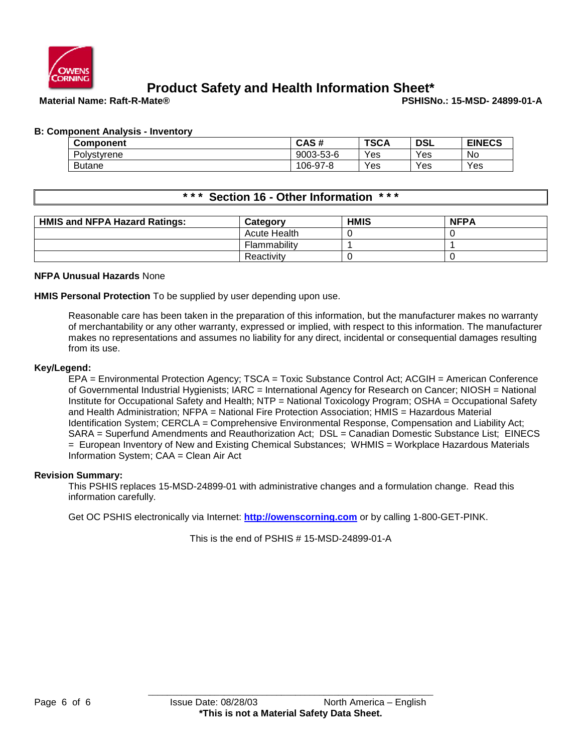## B: Component Analysis - Inventory

| Component | CAS # | TSCA | DSL | EINECS |
|---|---|---|---|---|
| Polystyrene | 9003-53-6 | Yes | Yes | No |
| Butane | 106-97-8 | Yes | Yes | Yes |

## \*\*\* Section 16 - Other Information \*\*\*

| HMIS and NFPA Hazard Ratings: | Category | HMIS | NFPA |
|---|---|---|---|
| | Acute Health | 0 | 0 |
| | Flammability | 1 | 1 |
| | Reactivity | 0 | 0 |

**NFPA Unusual Hazards** None

**HMIS Personal Protection** To be supplied by user depending upon use.

Reasonable care has been taken in the preparation of this information, but the manufacturer makes no warranty of merchantability or any other warranty, expressed or implied, with respect to this information. The manufacturer makes no representations and assumes no liability for any direct, incidental or consequential damages resulting from its use.

**Key/Legend:**

EPA = Environmental Protection Agency; TSCA = Toxic Substance Control Act; ACGIH = American Conference of Governmental Industrial Hygienists; IARC = International Agency for Research on Cancer; NIOSH = National Institute for Occupational Safety and Health; NTP = National Toxicology Program; OSHA = Occupational Safety and Health Administration; NFPA = National Fire Protection Association; HMIS = Hazardous Material Identification System; CERCLA = Comprehensive Environmental Response, Compensation and Liability Act; SARA = Superfund Amendments and Reauthorization Act; DSL = Canadian Domestic Substance List; EINECS = European Inventory of New and Existing Chemical Substances; WHMIS = Workplace Hazardous Materials Information System; CAA = Clean Air Act

**Revision Summary:**

This PSHIS replaces 15-MSD-24899-01 with administrative changes and a formulation change. Read this information carefully.

Get OC PSHIS electronically via Internet: **http://owenscorning.com** or by calling 1-800-GET-PINK.

This is the end of PSHIS # 15-MSD-24899-01-A